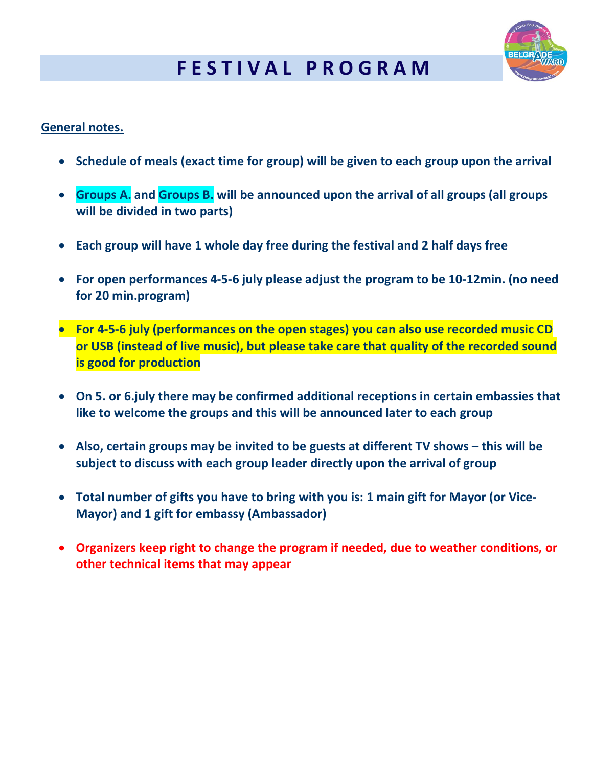# F E S T I V A L  P R O G R A M

**General notes.**

- **Schedule of meals (exact time for group) will be given to each group upon the arrival**
- **Groups A. and Groups B. will be announced upon the arrival of all groups (all groups will be divided in two parts)**
- **Each group will have 1 whole day free during the festival and 2 half days free**
- **For open performances 4-5-6 july please adjust the program to be 10-12min. (no need for 20 min.program)**
- **For 4-5-6 july (performances on the open stages) you can also use recorded music CD or USB (instead of live music), but please take care that quality of the recorded sound is good for production**
- **On 5. or 6.july there may be confirmed additional receptions in certain embassies that like to welcome the groups and this will be announced later to each group**
- **Also, certain groups may be invited to be guests at different TV shows – this will be subject to discuss with each group leader directly upon the arrival of group**
- **Total number of gifts you have to bring with you is: 1 main gift for Mayor (or Vice-Mayor) and 1 gift for embassy (Ambassador)**
- **Organizers keep right to change the program if needed, due to weather conditions, or other technical items that may appear**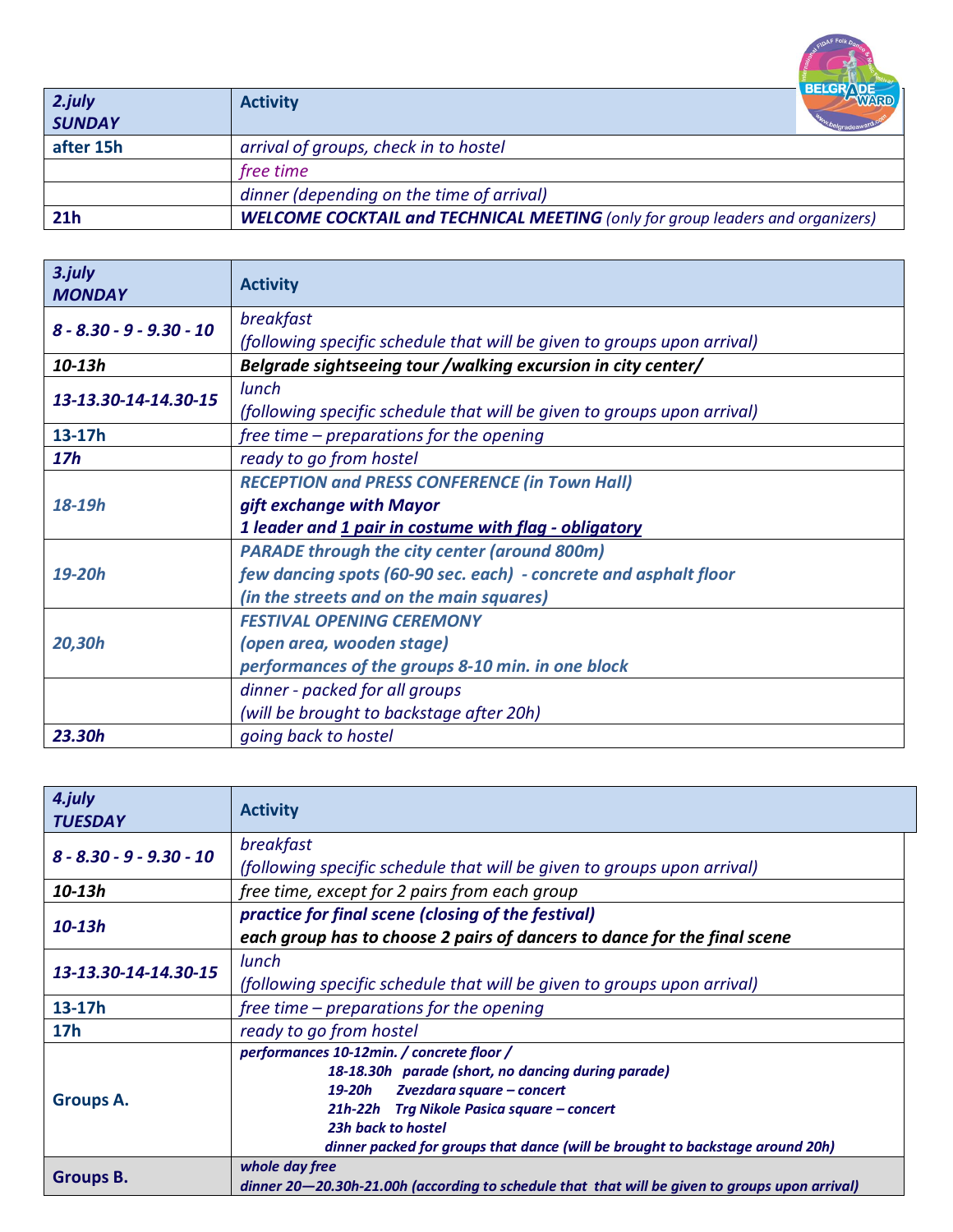| 2.july SUNDAY | Activity |
|---|---|
| after 15h | arrival of groups, check in to hostel |
| | free time |
| | dinner (depending on the time of arrival) |
| 21h | **WELCOME COCKTAIL and TECHNICAL MEETING** (only for group leaders and organizers) |

| 3.july MONDAY | Activity |
|---|---|
| 8 - 8.30 - 9 - 9.30 - 10 | breakfast<br>(following specific schedule that will be given to groups upon arrival) |
| 10-13h | **Belgrade sightseeing tour /walking excursion in city center/** |
| 13-13.30-14-14.30-15 | lunch<br>(following specific schedule that will be given to groups upon arrival) |
| 13-17h | free time – preparations for the opening |
| 17h | ready to go from hostel |
| 18-19h | **RECEPTION and PRESS CONFERENCE (in Town Hall)**<br>**gift exchange with Mayor**<br>**1 leader and 1 pair in costume with flag - obligatory** |
| 19-20h | **PARADE through the city center (around 800m)**<br>**few dancing spots (60-90 sec. each) - concrete and asphalt floor**<br>**(in the streets and on the main squares)** |
| 20,30h | **FESTIVAL OPENING CEREMONY**<br>**(open area, wooden stage)**<br>**performances of the groups 8-10 min. in one block** |
| | dinner - packed for all groups<br>(will be brought to backstage after 20h) |
| 23.30h | going back to hostel |

| 4.july TUESDAY | Activity |
|---|---|
| 8 - 8.30 - 9 - 9.30 - 10 | breakfast<br>(following specific schedule that will be given to groups upon arrival) |
| 10-13h | free time, except for 2 pairs from each group |
| 10-13h | **practice for final scene (closing of the festival)**<br>**each group has to choose 2 pairs of dancers to dance for the final scene** |
| 13-13.30-14-14.30-15 | lunch<br>(following specific schedule that will be given to groups upon arrival) |
| 13-17h | free time – preparations for the opening |
| 17h | ready to go from hostel |
| Groups A. | **performances 10-12min. / concrete floor /**<br>**18-18.30h parade (short, no dancing during parade)**<br>**19-20h Zvezdara square – concert**<br>**21h-22h Trg Nikole Pasica square – concert**<br>**23h back to hostel**<br>**dinner packed for groups that dance (will be brought to backstage around 20h)** |
| Groups B. | **whole day free**<br>**dinner 20—20.30h-21.00h (according to schedule that that will be given to groups upon arrival)** |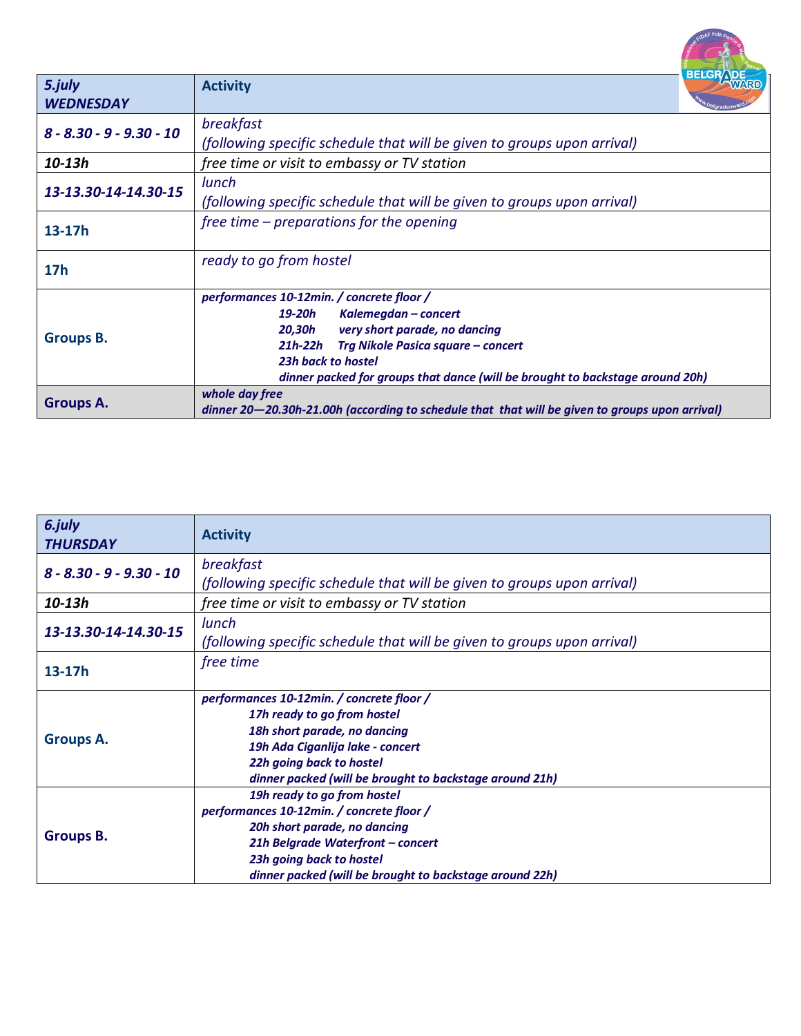| *5.july WEDNESDAY* | Activity |
| --- | --- |
| *8 - 8.30 - 9 - 9.30 - 10* | *breakfast (following specific schedule that will be given to groups upon arrival)* |
| *10-13h* | *free time or visit to embassy or TV station* |
| *13-13.30-14-14.30-15* | *lunch (following specific schedule that will be given to groups upon arrival)* |
| 13-17h | *free time – preparations for the opening* |
| 17h | *ready to go from hostel* |
| Groups B. | ***performances 10-12min. / concrete floor /*** <br> ***19-20h Kalemegdan – concert*** <br> ***20,30h very short parade, no dancing*** <br> ***21h-22h Trg Nikole Pasica square – concert*** <br> ***23h back to hostel*** <br> ***dinner packed for groups that dance (will be brought to backstage around 20h)*** |
| Groups A. | ***whole day free*** <br> ***dinner 20—20.30h-21.00h (according to schedule that that will be given to groups upon arrival)*** |

| *6.july THURSDAY* | Activity |
| --- | --- |
| *8 - 8.30 - 9 - 9.30 - 10* | *breakfast (following specific schedule that will be given to groups upon arrival)* |
| *10-13h* | *free time or visit to embassy or TV station* |
| *13-13.30-14-14.30-15* | *lunch (following specific schedule that will be given to groups upon arrival)* |
| 13-17h | *free time* |
| Groups A. | ***performances 10-12min. / concrete floor /*** <br> ***17h ready to go from hostel*** <br> ***18h short parade, no dancing*** <br> ***19h Ada Ciganlija lake - concert*** <br> ***22h going back to hostel*** <br> ***dinner packed (will be brought to backstage around 21h)*** |
| Groups B. | ***19h ready to go from hostel*** <br> ***performances 10-12min. / concrete floor /*** <br> ***20h short parade, no dancing*** <br> ***21h Belgrade Waterfront – concert*** <br> ***23h going back to hostel*** <br> ***dinner packed (will be brought to backstage around 22h)*** |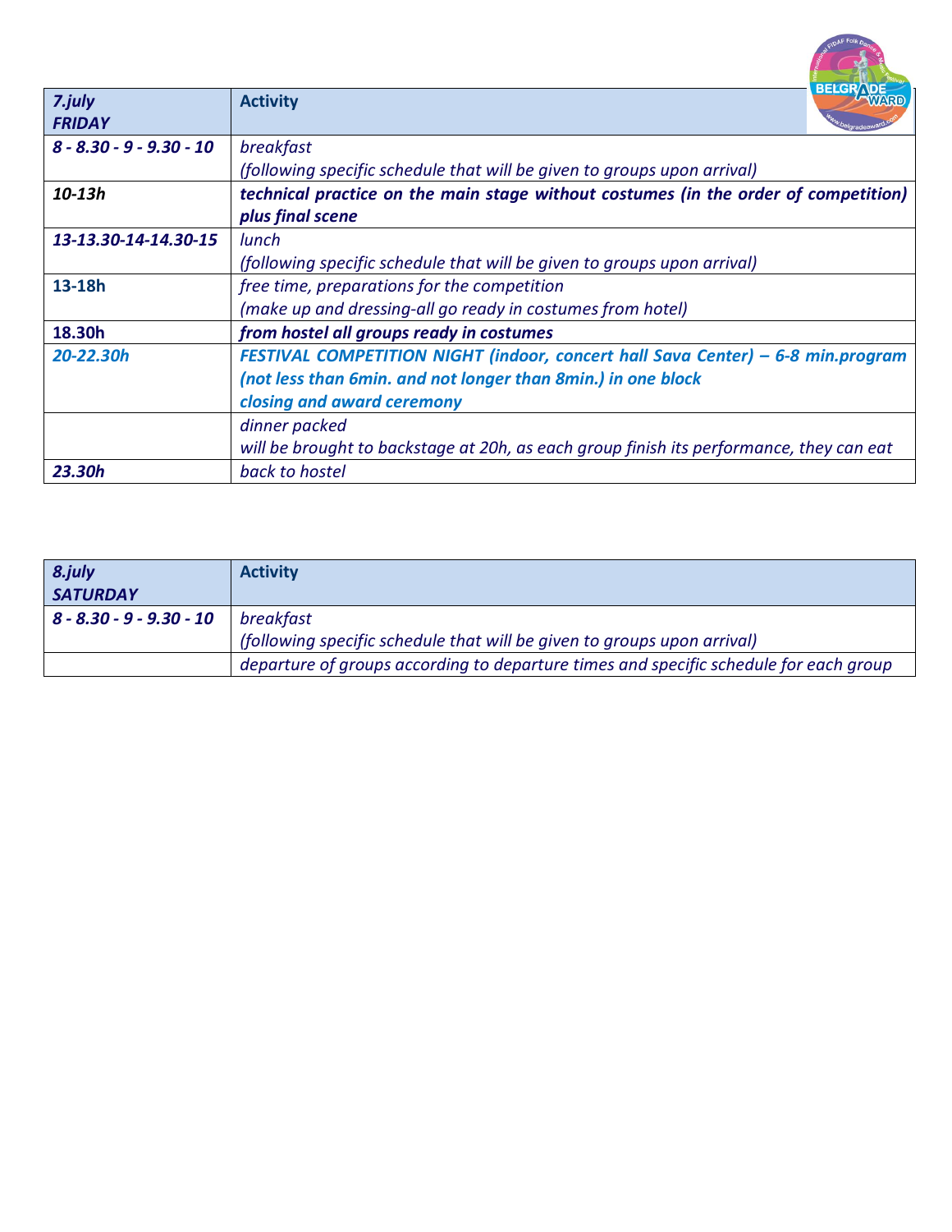| *7.july*<br>*FRIDAY* | **Activity** |
|---|---|
| ***8 - 8.30 - 9 - 9.30 - 10*** | *breakfast*<br>*(following specific schedule that will be given to groups upon arrival)* |
| ***10-13h*** | ***technical practice on the main stage without costumes (in the order of competition) plus final scene*** |
| ***13-13.30-14-14.30-15*** | *lunch*<br>*(following specific schedule that will be given to groups upon arrival)* |
| **13-18h** | *free time, preparations for the competition*<br>*(make up and dressing-all go ready in costumes from hotel)* |
| **18.30h** | ***from hostel all groups ready in costumes*** |
| ***20-22.30h*** | ***FESTIVAL COMPETITION NIGHT (indoor, concert hall Sava Center) – 6-8 min.program (not less than 6min. and not longer than 8min.) in one block***<br>***closing and award ceremony*** |
| | *dinner packed*<br>*will be brought to backstage at 20h, as each group finish its performance, they can eat* |
| ***23.30h*** | *back to hostel* |

| *8.july*<br>*SATURDAY* | **Activity** |
|---|---|
| ***8 - 8.30 - 9 - 9.30 - 10*** | *breakfast*<br>*(following specific schedule that will be given to groups upon arrival)* |
| | *departure of groups according to departure times and specific schedule for each group* |